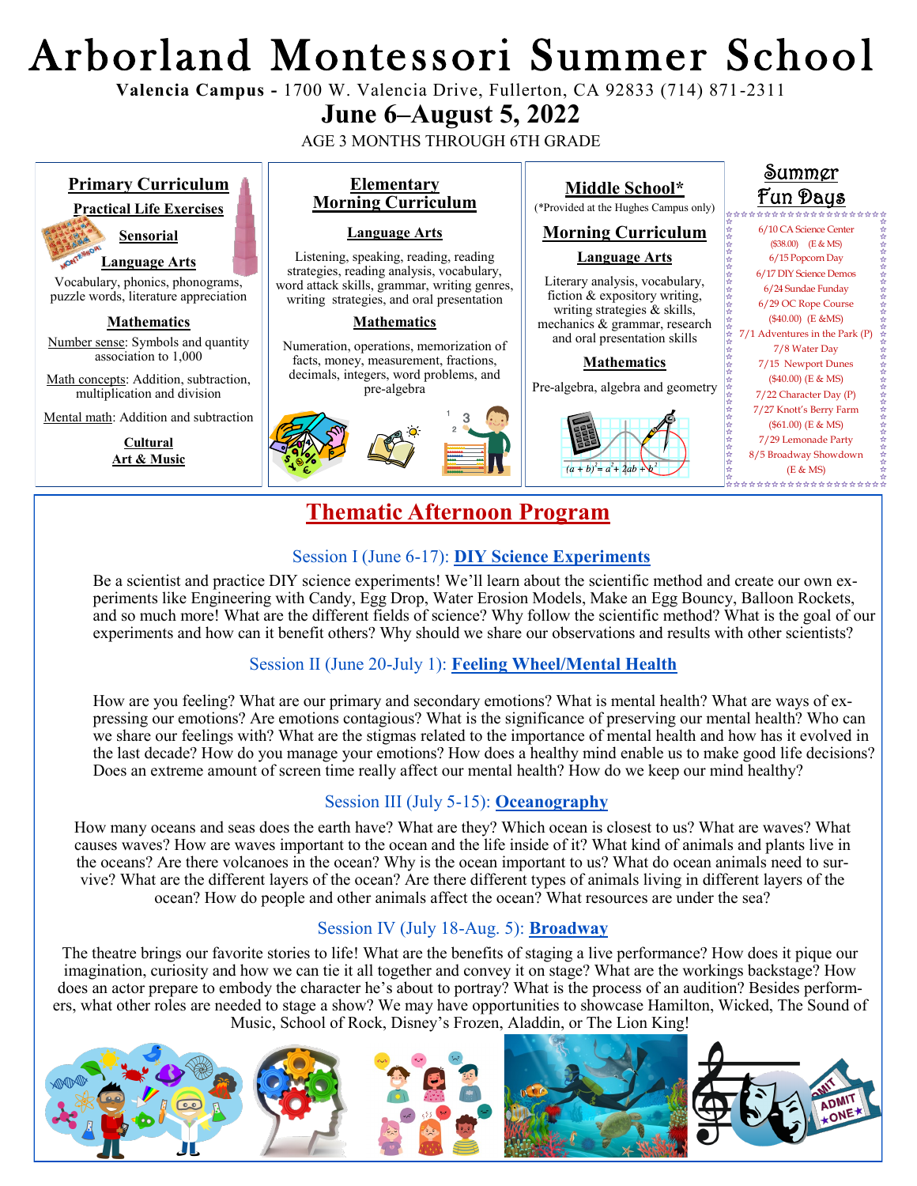# Arborland Montessori Summer School

**Valencia Campus -** 1700 W. Valencia Drive, Fullerton, CA 92833 (714) 871-2311

## June 6–August 5, 2022

AGE 3 MONTHS THROUGH 6TH GRADE

### Primary Curriculum

**Practical Life Exercises**

**Sensorial**

**Language Arts**

Vocabulary, phonics, phonograms, puzzle words, literature appreciation

**Mathematics**

Number sense: Symbols and quantity association to 1,000

Math concepts: Addition, subtraction, multiplication and division

Mental math: Addition and subtraction

**Cultural**

**Art & Music**

### Elementary Morning Curriculum

**Language Arts**

Listening, speaking, reading, reading strategies, reading analysis, vocabulary, word attack skills, grammar, writing genres, writing strategies, and oral presentation

**Mathematics**

Numeration, operations, memorization of facts, money, measurement, fractions, decimals, integers, word problems, and pre-algebra

### Middle School*

(*Provided at the Hughes Campus only)

**Morning Curriculum**

**Language Arts**

Literary analysis, vocabulary, fiction & expository writing, writing strategies & skills, mechanics & grammar, research and oral presentation skills

**Mathematics**

Pre-algebra, algebra and geometry

$(a + b)^2 = a^2 + 2ab + b^2$

### Summer Fun Days

- 6/10 CA Science Center ($38.00) (E & MS)
- 6/15 Popcorn Day
- 6/17 DIY Science Demos
- 6/24 Sundae Funday
- 6/29 OC Rope Course ($40.00) (E &MS)
- 7/1 Adventures in the Park (P)
- 7/8 Water Day
- 7/15 Newport Dunes ($40.00) (E & MS)
- 7/22 Character Day (P)
- 7/27 Knott's Berry Farm ($61.00) (E & MS)
- 7/29 Lemonade Party
- 8/5 Broadway Showdown (E & MS)

## Thematic Afternoon Program

### Session I (June 6-17): DIY Science Experiments

Be a scientist and practice DIY science experiments! We'll learn about the scientific method and create our own experiments like Engineering with Candy, Egg Drop, Water Erosion Models, Make an Egg Bouncy, Balloon Rockets, and so much more! What are the different fields of science? Why follow the scientific method? What is the goal of our experiments and how can it benefit others? Why should we share our observations and results with other scientists?

### Session II (June 20-July 1): Feeling Wheel/Mental Health

How are you feeling? What are our primary and secondary emotions? What is mental health? What are ways of expressing our emotions? Are emotions contagious? What is the significance of preserving our mental health? Who can we share our feelings with? What are the stigmas related to the importance of mental health and how has it evolved in the last decade? How do you manage your emotions? How does a healthy mind enable us to make good life decisions? Does an extreme amount of screen time really affect our mental health? How do we keep our mind healthy?

### Session III (July 5-15): Oceanography

How many oceans and seas does the earth have? What are they? Which ocean is closest to us? What are waves? What causes waves? How are waves important to the ocean and the life inside of it? What kind of animals and plants live in the oceans? Are there volcanoes in the ocean? Why is the ocean important to us? What do ocean animals need to survive? What are the different layers of the ocean? Are there different types of animals living in different layers of the ocean? How do people and other animals affect the ocean? What resources are under the sea?

### Session IV (July 18-Aug. 5): Broadway

The theatre brings our favorite stories to life! What are the benefits of staging a live performance? How does it pique our imagination, curiosity and how we can tie it all together and convey it on stage? What are the workings backstage? How does an actor prepare to embody the character he's about to portray? What is the process of an audition? Besides performers, what other roles are needed to stage a show? We may have opportunities to showcase Hamilton, Wicked, The Sound of Music, School of Rock, Disney's Frozen, Aladdin, or The Lion King!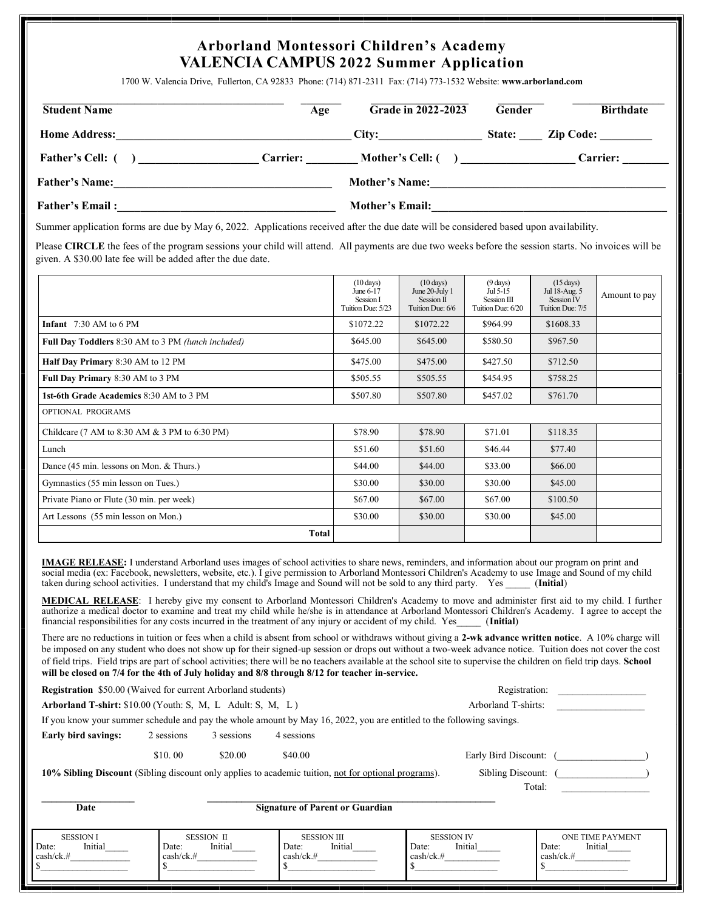# Arborland Montessori Children's Academy
# VALENCIA CAMPUS 2022 Summer Application

1700 W. Valencia Drive, Fullerton, CA 92833 Phone: (714) 871-2311 Fax: (714) 773-1532 Website: **www.arborland.com**

**Student Name** ______________________ **Age** ______ **Grade in 2022-2023** ______ **Gender** ______ **Birthdate** ______

**Home Address:**______________________________ **City:**________________ **State:** ____ **Zip Code:** ________

**Father's Cell: ( )** ____________________ **Carrier:** ________ **Mother's Cell: ( )** __________________ **Carrier:** _______

**Father's Name:**____________________________________ **Mother's Name:**____________________________________

**Father's Email :**____________________________________ **Mother's Email:**____________________________________

Summer application forms are due by May 6, 2022. Applications received after the due date will be considered based upon availability.

Please **CIRCLE** the fees of the program sessions your child will attend. All payments are due two weeks before the session starts. No invoices will be given. A $30.00 late fee will be added after the due date.

| | (10 days) June 6-17 Session I Tuition Due: 5/23 | (10 days) June 20-July 1 Session II Tuition Due: 6/6 | (9 days) Jul 5-15 Session III Tuition Due: 6/20 | (15 days) Jul 18-Aug. 5 Session IV Tuition Due: 7/5 | Amount to pay |
|---|---|---|---|---|---|
| **Infant** 7:30 AM to 6 PM | $1072.22 | $1072.22 | $964.99 | $1608.33 | |
| **Full Day Toddlers** 8:30 AM to 3 PM *(lunch included)* | $645.00 | $645.00 | $580.50 | $967.50 | |
| **Half Day Primary** 8:30 AM to 12 PM | $475.00 | $475.00 | $427.50 | $712.50 | |
| **Full Day Primary** 8:30 AM to 3 PM | $505.55 | $505.55 | $454.95 | $758.25 | |
| **1st-6th Grade Academics** 8:30 AM to 3 PM | $507.80 | $507.80 | $457.02 | $761.70 | |
| OPTIONAL PROGRAMS | | | | | |
| Childcare (7 AM to 8:30 AM & 3 PM to 6:30 PM) | $78.90 | $78.90 | $71.01 | $118.35 | |
| Lunch | $51.60 | $51.60 | $46.44 | $77.40 | |
| Dance (45 min. lessons on Mon. & Thurs.) | $44.00 | $44.00 | $33.00 | $66.00 | |
| Gymnastics (55 min lesson on Tues.) | $30.00 | $30.00 | $30.00 | $45.00 | |
| Private Piano or Flute (30 min. per week) | $67.00 | $67.00 | $67.00 | $100.50 | |
| Art Lessons (55 min lesson on Mon.) | $30.00 | $30.00 | $30.00 | $45.00 | |
| **Total** | | | | | |

**IMAGE RELEASE:** I understand Arborland uses images of school activities to share news, reminders, and information about our program on print and social media (ex: Facebook, newsletters, website, etc.). I give permission to Arborland Montessori Children's Academy to use Image and Sound of my child taken during school activities. I understand that my child's Image and Sound will not be sold to any third party. Yes_____ (**Initial**)

**MEDICAL RELEASE**: I hereby give my consent to Arborland Montessori Children's Academy to move and administer first aid to my child. I further authorize a medical doctor to examine and treat my child while he/she is in attendance at Arborland Montessori Children's Academy. I agree to accept the financial responsibilities for any costs incurred in the treatment of any injury or accident of my child. Yes_____ (**Initial**)

There are no reductions in tuition or fees when a child is absent from school or withdraws without giving a **2-wk advance written notice**. A 10% charge will be imposed on any student who does not show up for their signed-up session or drops out without a two-week advance notice. Tuition does not cover the cost of field trips. Field trips are part of school activities; there will be no teachers available at the school site to supervise the children on field trip days. **School will be closed on 7/4 for the 4th of July holiday and 8/8 through 8/12 for teacher in-service.**

**Registration** $50.00 (Waived for current Arborland students) Registration: ______________

**Arborland T-shirt:** $10.00 (Youth: S, M, L Adult: S, M, L ) Arborland T-shirts: ______________

If you know your summer schedule and pay the whole amount by May 16, 2022, you are entitled to the following savings.

**Early bird savings:** 2 sessions $10. 00 | 3 sessions $20.00 | 4 sessions $40.00 Early Bird Discount: (______________)

**10% Sibling Discount** (Sibling discount only applies to academic tuition, not for optional programs). Sibling Discount: (______________)

Total: ______________

______________ **Date** ____________________________ **Signature of Parent or Guardian**

| SESSION I | SESSION II | SESSION III | SESSION IV | ONE TIME PAYMENT |
|---|---|---|---|---|
| Date: Initial_____ cash/ck.#__________ $__________ | Date: Initial_____ cash/ck.#__________ $__________ | Date: Initial_____ cash/ck.#__________ $__________ | Date: Initial_____ cash/ck.#__________ $__________ | Date: Initial_____ cash/ck.#__________ $__________ |